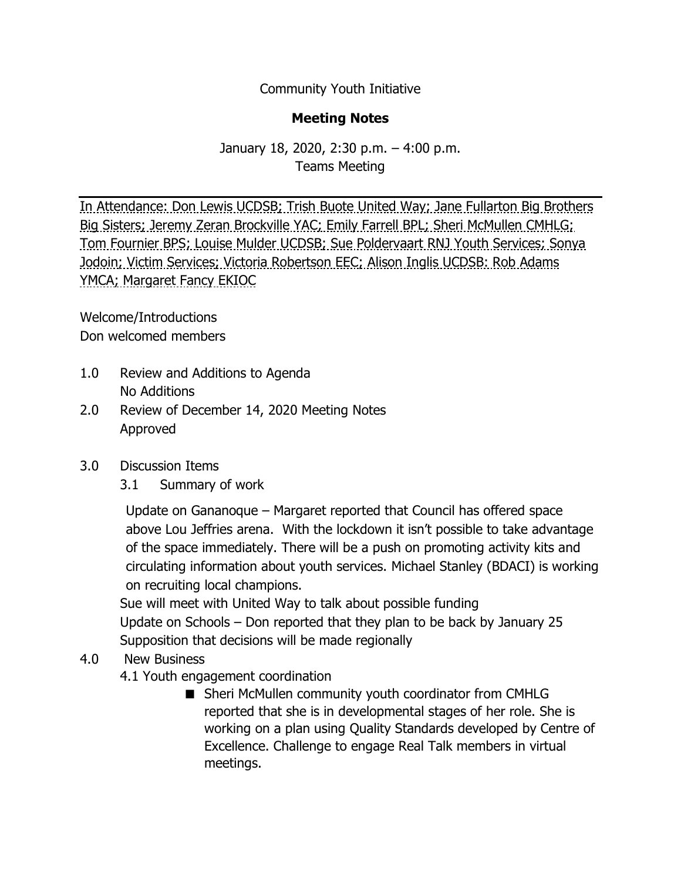Community Youth Initiative

**Meeting Notes**

January 18, 2020, 2:30 p.m. – 4:00 p.m.
Teams Meeting

In Attendance: Don Lewis UCDSB; Trish Buote United Way; Jane Fullarton Big Brothers Big Sisters; Jeremy Zeran Brockville YAC; Emily Farrell BPL; Sheri McMullen CMHLG; Tom Fournier BPS; Louise Mulder UCDSB; Sue Poldervaart RNJ Youth Services; Sonya Jodoin; Victim Services; Victoria Robertson EEC; Alison Inglis UCDSB: Rob Adams YMCA; Margaret Fancy EKIOC

Welcome/Introductions
Don welcomed members

1.0 Review and Additions to Agenda
No Additions

2.0 Review of December 14, 2020 Meeting Notes
Approved

3.0 Discussion Items

3.1 Summary of work

Update on Gananoque – Margaret reported that Council has offered space above Lou Jeffries arena. With the lockdown it isn't possible to take advantage of the space immediately. There will be a push on promoting activity kits and circulating information about youth services. Michael Stanley (BDACI) is working on recruiting local champions.

Sue will meet with United Way to talk about possible funding
Update on Schools – Don reported that they plan to be back by January 25
Supposition that decisions will be made regionally

4.0 New Business

4.1 Youth engagement coordination

- Sheri McMullen community youth coordinator from CMHLG reported that she is in developmental stages of her role. She is working on a plan using Quality Standards developed by Centre of Excellence. Challenge to engage Real Talk members in virtual meetings.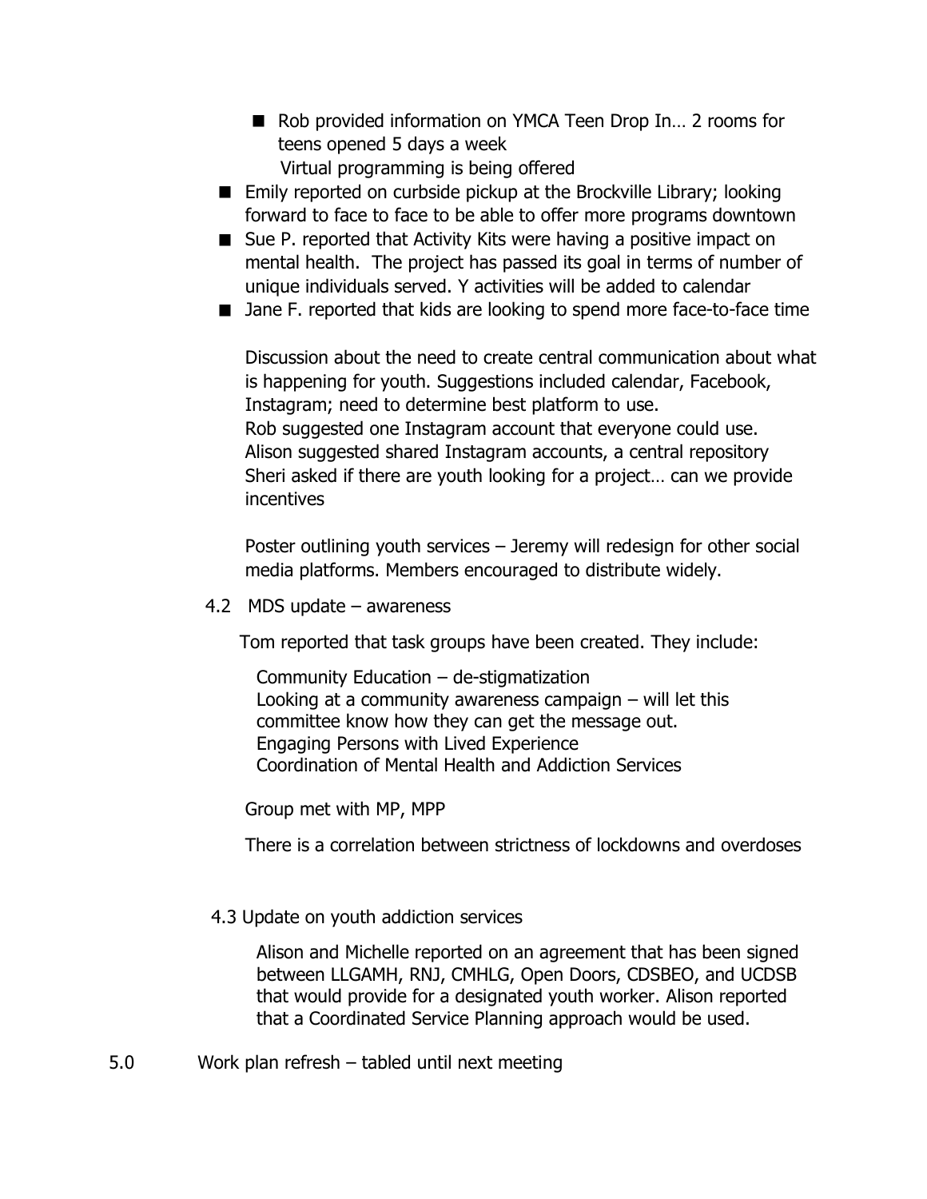- Rob provided information on YMCA Teen Drop In… 2 rooms for teens opened 5 days a week
    Virtual programming is being offered
- Emily reported on curbside pickup at the Brockville Library; looking forward to face to face to be able to offer more programs downtown
- Sue P. reported that Activity Kits were having a positive impact on mental health. The project has passed its goal in terms of number of unique individuals served. Y activities will be added to calendar
- Jane F. reported that kids are looking to spend more face-to-face time

Discussion about the need to create central communication about what is happening for youth. Suggestions included calendar, Facebook, Instagram; need to determine best platform to use.
Rob suggested one Instagram account that everyone could use.
Alison suggested shared Instagram accounts, a central repository
Sheri asked if there are youth looking for a project… can we provide incentives

Poster outlining youth services – Jeremy will redesign for other social media platforms. Members encouraged to distribute widely.

4.2 MDS update – awareness

Tom reported that task groups have been created. They include:

Community Education – de-stigmatization
Looking at a community awareness campaign – will let this committee know how they can get the message out.
Engaging Persons with Lived Experience
Coordination of Mental Health and Addiction Services

Group met with MP, MPP

There is a correlation between strictness of lockdowns and overdoses

4.3 Update on youth addiction services

Alison and Michelle reported on an agreement that has been signed between LLGAMH, RNJ, CMHLG, Open Doors, CDSBEO, and UCDSB that would provide for a designated youth worker. Alison reported that a Coordinated Service Planning approach would be used.

5.0 Work plan refresh – tabled until next meeting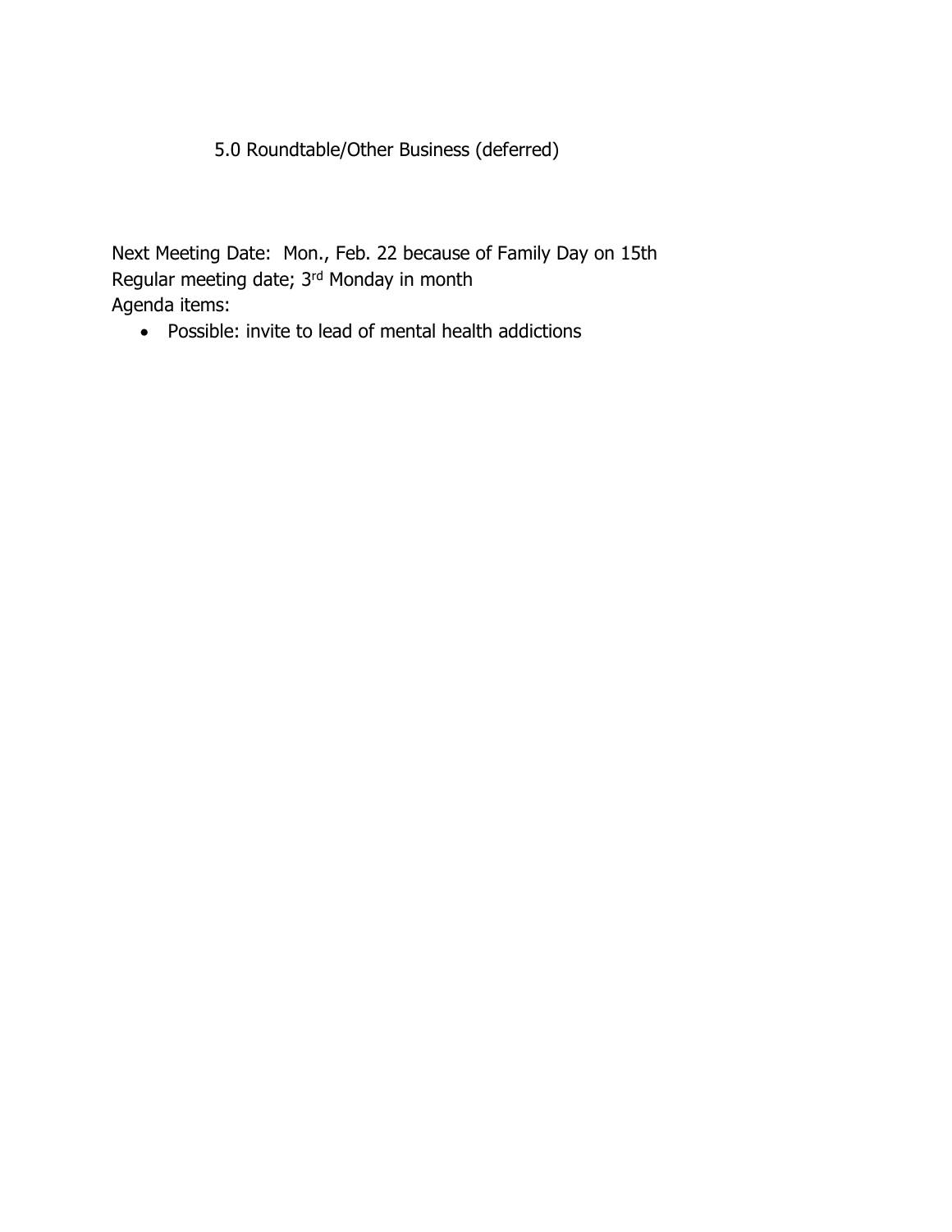5.0 Roundtable/Other Business (deferred)

Next Meeting Date: Mon., Feb. 22 because of Family Day on 15th
Regular meeting date; 3rd Monday in month
Agenda items:

- Possible: invite to lead of mental health addictions